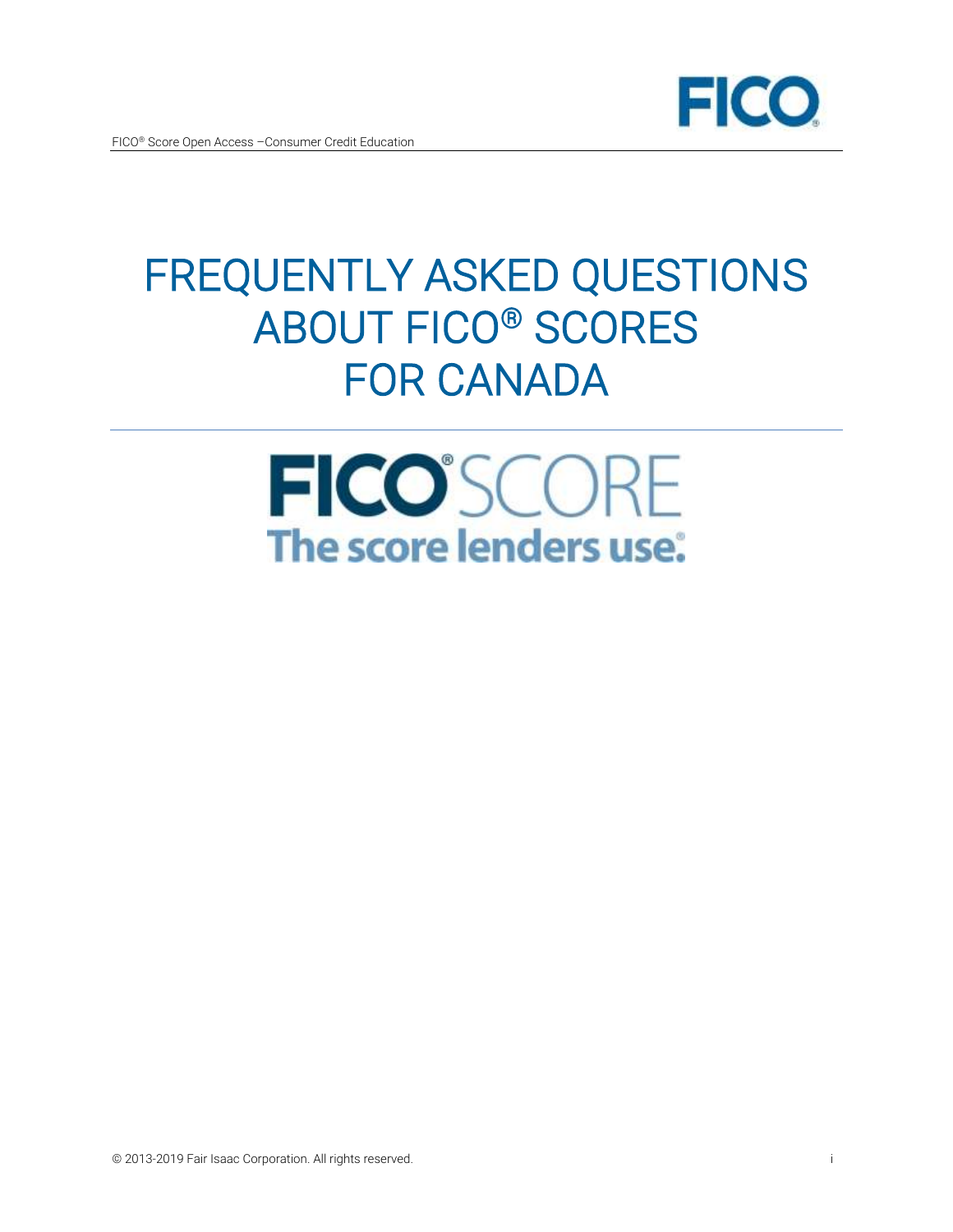# FREQUENTLY ASKED QUESTIONS ABOUT FICO® SCORES FOR CANADA

FICO® SCORE
The score lenders use.®

© 2013-2019 Fair Isaac Corporation. All rights reserved.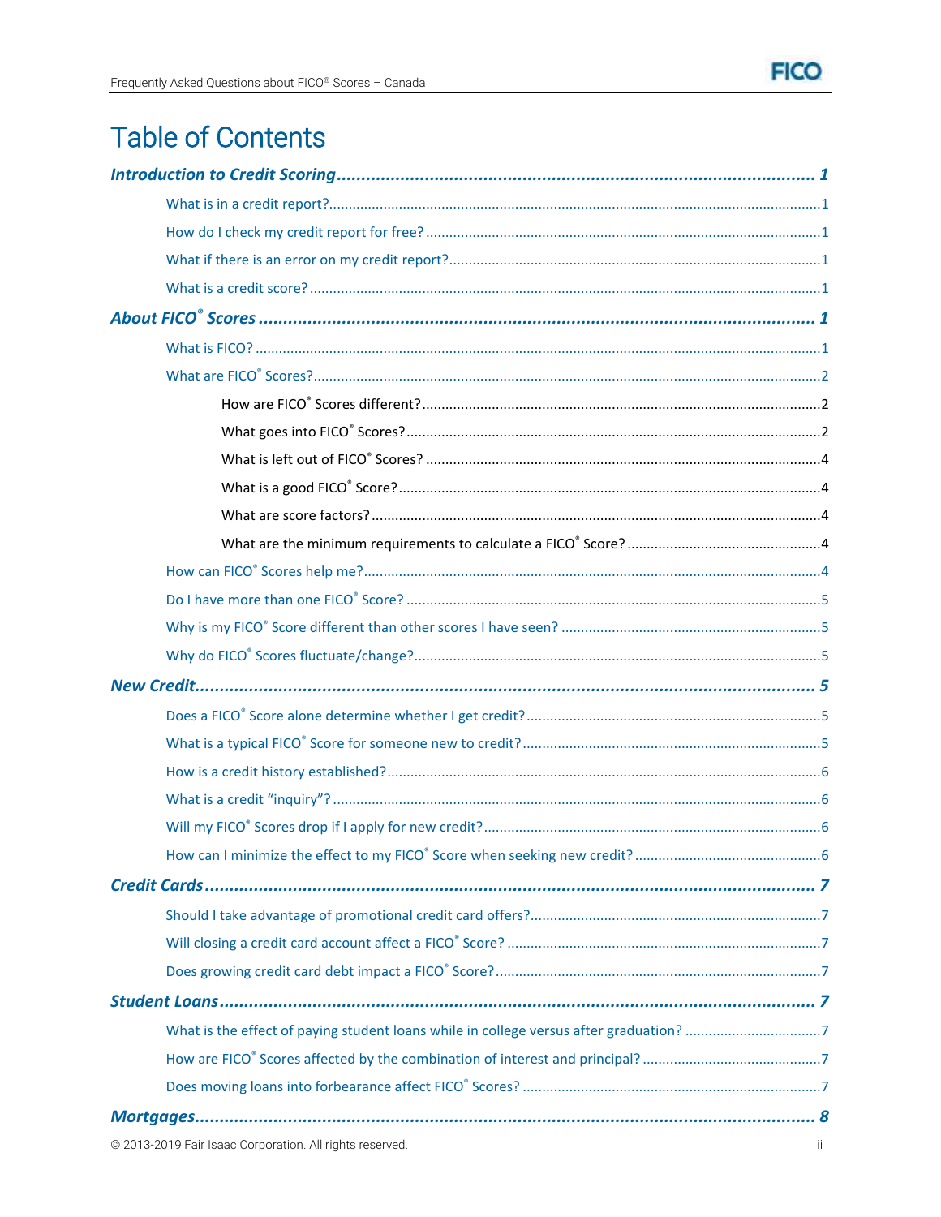# Table of Contents

**Introduction to Credit Scoring** ... 1

- What is in a credit report? ... 1
- How do I check my credit report for free? ... 1
- What if there is an error on my credit report? ... 1
- What is a credit score? ... 1

**About FICO® Scores** ... 1

- What is FICO? ... 1
- What are FICO® Scores? ... 2
  - How are FICO® Scores different? ... 2
  - What goes into FICO® Scores? ... 2
  - What is left out of FICO® Scores? ... 4
  - What is a good FICO® Score? ... 4
  - What are score factors? ... 4
  - What are the minimum requirements to calculate a FICO® Score? ... 4
- How can FICO® Scores help me? ... 4
- Do I have more than one FICO® Score? ... 5
- Why is my FICO® Score different than other scores I have seen? ... 5
- Why do FICO® Scores fluctuate/change? ... 5

**New Credit** ... 5

- Does a FICO® Score alone determine whether I get credit? ... 5
- What is a typical FICO® Score for someone new to credit? ... 5
- How is a credit history established? ... 6
- What is a credit "inquiry"? ... 6
- Will my FICO® Scores drop if I apply for new credit? ... 6
- How can I minimize the effect to my FICO® Score when seeking new credit? ... 6

**Credit Cards** ... 7

- Should I take advantage of promotional credit card offers? ... 7
- Will closing a credit card account affect a FICO® Score? ... 7
- Does growing credit card debt impact a FICO® Score? ... 7

**Student Loans** ... 7

- What is the effect of paying student loans while in college versus after graduation? ... 7
- How are FICO® Scores affected by the combination of interest and principal? ... 7
- Does moving loans into forbearance affect FICO® Scores? ... 7

**Mortgages** ... 8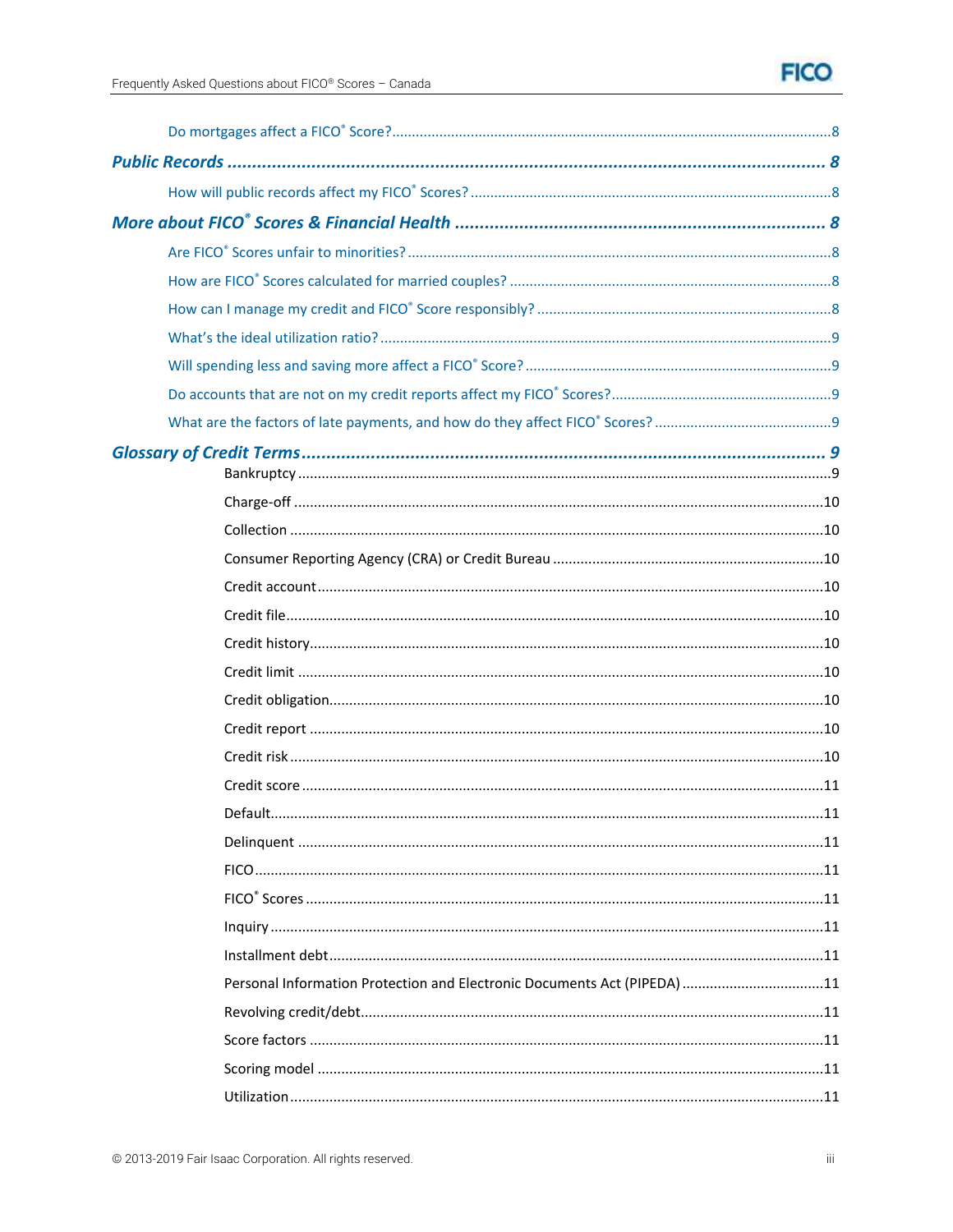Do mortgages affect a FICO® Score? ..... 8

**Public Records** ..... 8

How will public records affect my FICO® Scores? ..... 8

**More about FICO® Scores & Financial Health** ..... 8

Are FICO® Scores unfair to minorities? ..... 8

How are FICO® Scores calculated for married couples? ..... 8

How can I manage my credit and FICO® Score responsibly? ..... 8

What's the ideal utilization ratio? ..... 9

Will spending less and saving more affect a FICO® Score? ..... 9

Do accounts that are not on my credit reports affect my FICO® Scores? ..... 9

What are the factors of late payments, and how do they affect FICO® Scores? ..... 9

**Glossary of Credit Terms** ..... 9

Bankruptcy ..... 9

Charge-off ..... 10

Collection ..... 10

Consumer Reporting Agency (CRA) or Credit Bureau ..... 10

Credit account ..... 10

Credit file ..... 10

Credit history ..... 10

Credit limit ..... 10

Credit obligation ..... 10

Credit report ..... 10

Credit risk ..... 10

Credit score ..... 11

Default ..... 11

Delinquent ..... 11

FICO ..... 11

FICO® Scores ..... 11

Inquiry ..... 11

Installment debt ..... 11

Personal Information Protection and Electronic Documents Act (PIPEDA) ..... 11

Revolving credit/debt ..... 11

Score factors ..... 11

Scoring model ..... 11

Utilization ..... 11

© 2013-2019 Fair Isaac Corporation. All rights reserved.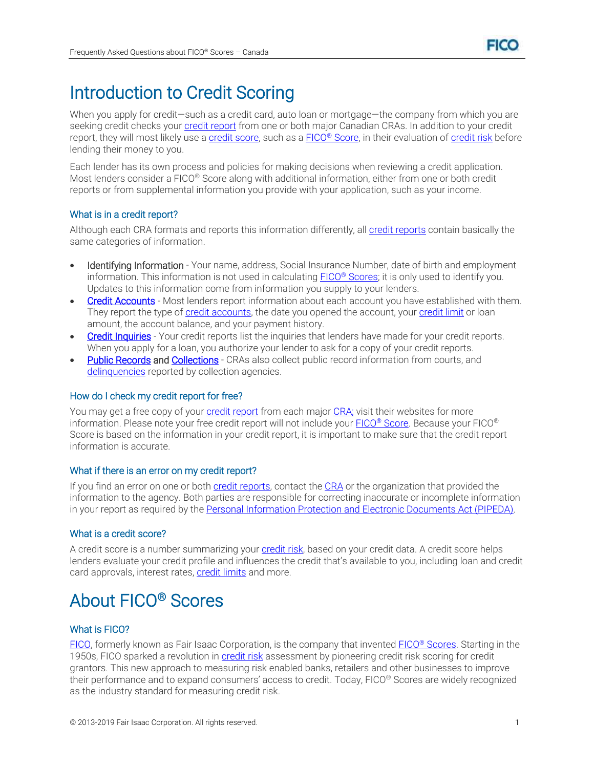# Introduction to Credit Scoring

When you apply for credit—such as a credit card, auto loan or mortgage—the company from which you are seeking credit checks your credit report from one or both major Canadian CRAs. In addition to your credit report, they will most likely use a credit score, such as a FICO® Score, in their evaluation of credit risk before lending their money to you.

Each lender has its own process and policies for making decisions when reviewing a credit application. Most lenders consider a FICO® Score along with additional information, either from one or both credit reports or from supplemental information you provide with your application, such as your income.

### What is in a credit report?

Although each CRA formats and reports this information differently, all credit reports contain basically the same categories of information.

- Identifying Information - Your name, address, Social Insurance Number, date of birth and employment information. This information is not used in calculating FICO® Scores; it is only used to identify you. Updates to this information come from information you supply to your lenders.
- Credit Accounts - Most lenders report information about each account you have established with them. They report the type of credit accounts, the date you opened the account, your credit limit or loan amount, the account balance, and your payment history.
- Credit Inquiries - Your credit reports list the inquiries that lenders have made for your credit reports. When you apply for a loan, you authorize your lender to ask for a copy of your credit reports.
- Public Records and Collections - CRAs also collect public record information from courts, and delinquencies reported by collection agencies.

### How do I check my credit report for free?

You may get a free copy of your credit report from each major CRA; visit their websites for more information. Please note your free credit report will not include your FICO® Score. Because your FICO® Score is based on the information in your credit report, it is important to make sure that the credit report information is accurate.

### What if there is an error on my credit report?

If you find an error on one or both credit reports, contact the CRA or the organization that provided the information to the agency. Both parties are responsible for correcting inaccurate or incomplete information in your report as required by the Personal Information Protection and Electronic Documents Act (PIPEDA).

### What is a credit score?

A credit score is a number summarizing your credit risk, based on your credit data. A credit score helps lenders evaluate your credit profile and influences the credit that's available to you, including loan and credit card approvals, interest rates, credit limits and more.

# About FICO® Scores

### What is FICO?

FICO, formerly known as Fair Isaac Corporation, is the company that invented FICO® Scores. Starting in the 1950s, FICO sparked a revolution in credit risk assessment by pioneering credit risk scoring for credit grantors. This new approach to measuring risk enabled banks, retailers and other businesses to improve their performance and to expand consumers' access to credit. Today, FICO® Scores are widely recognized as the industry standard for measuring credit risk.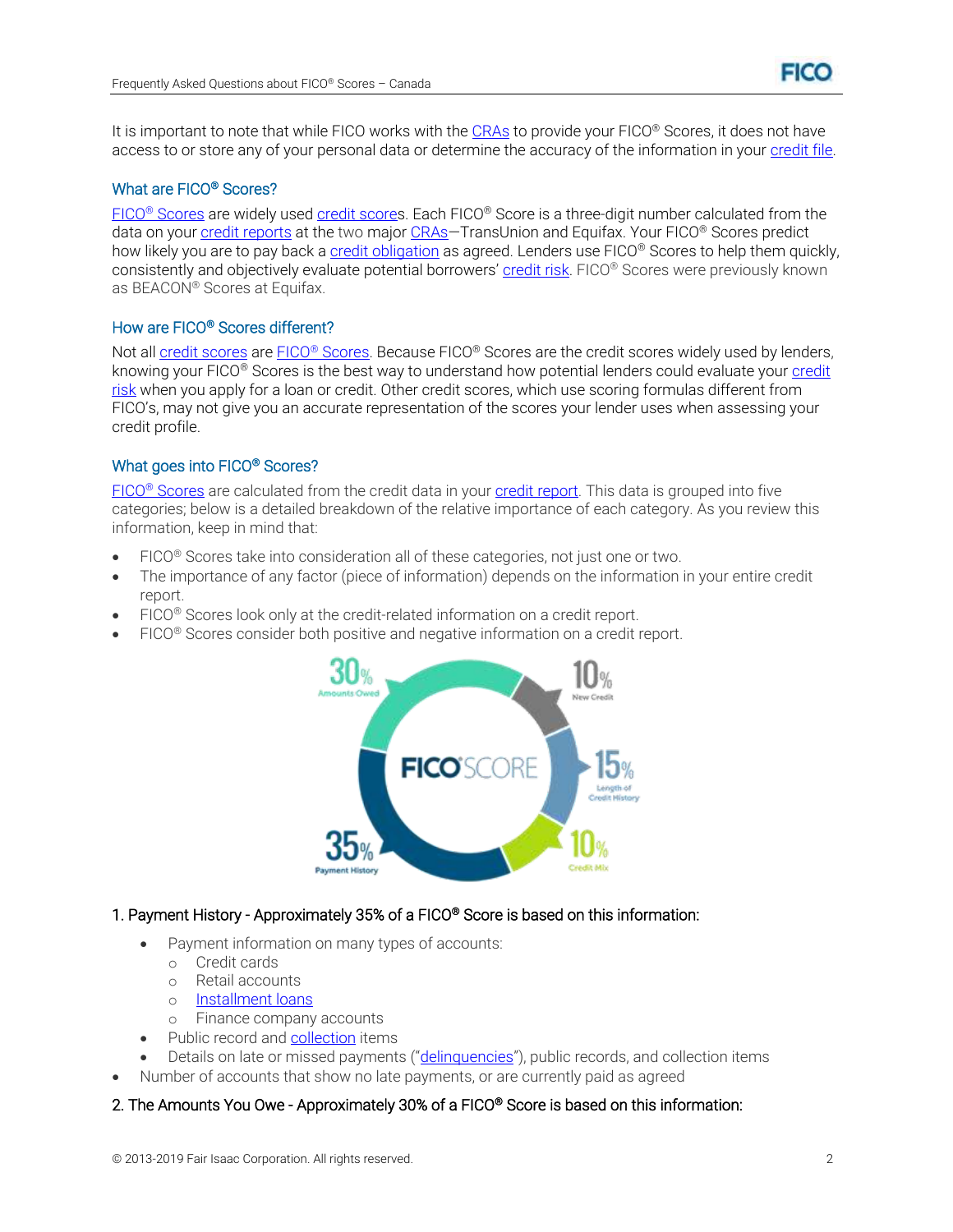It is important to note that while FICO works with the CRAs to provide your FICO® Scores, it does not have access to or store any of your personal data or determine the accuracy of the information in your credit file.

## What are FICO® Scores?

FICO® Scores are widely used credit scores. Each FICO® Score is a three-digit number calculated from the data on your credit reports at the two major CRAs—TransUnion and Equifax. Your FICO® Scores predict how likely you are to pay back a credit obligation as agreed. Lenders use FICO® Scores to help them quickly, consistently and objectively evaluate potential borrowers' credit risk. FICO® Scores were previously known as BEACON® Scores at Equifax.

## How are FICO® Scores different?

Not all credit scores are FICO® Scores. Because FICO® Scores are the credit scores widely used by lenders, knowing your FICO® Scores is the best way to understand how potential lenders could evaluate your credit risk when you apply for a loan or credit. Other credit scores, which use scoring formulas different from FICO's, may not give you an accurate representation of the scores your lender uses when assessing your credit profile.

## What goes into FICO® Scores?

FICO® Scores are calculated from the credit data in your credit report. This data is grouped into five categories; below is a detailed breakdown of the relative importance of each category. As you review this information, keep in mind that:

- FICO® Scores take into consideration all of these categories, not just one or two.
- The importance of any factor (piece of information) depends on the information in your entire credit report.
- FICO® Scores look only at the credit-related information on a credit report.
- FICO® Scores consider both positive and negative information on a credit report.

FICO SCORE: 30% Amounts Owed; 10% New Credit; 15% Length of Credit History; 10% Credit Mix; 35% Payment History

### 1. Payment History - Approximately 35% of a FICO® Score is based on this information:

- Payment information on many types of accounts:
  - Credit cards
  - Retail accounts
  - Installment loans
  - Finance company accounts
- Public record and collection items
- Details on late or missed payments ("delinquencies"), public records, and collection items
- Number of accounts that show no late payments, or are currently paid as agreed

### 2. The Amounts You Owe - Approximately 30% of a FICO® Score is based on this information: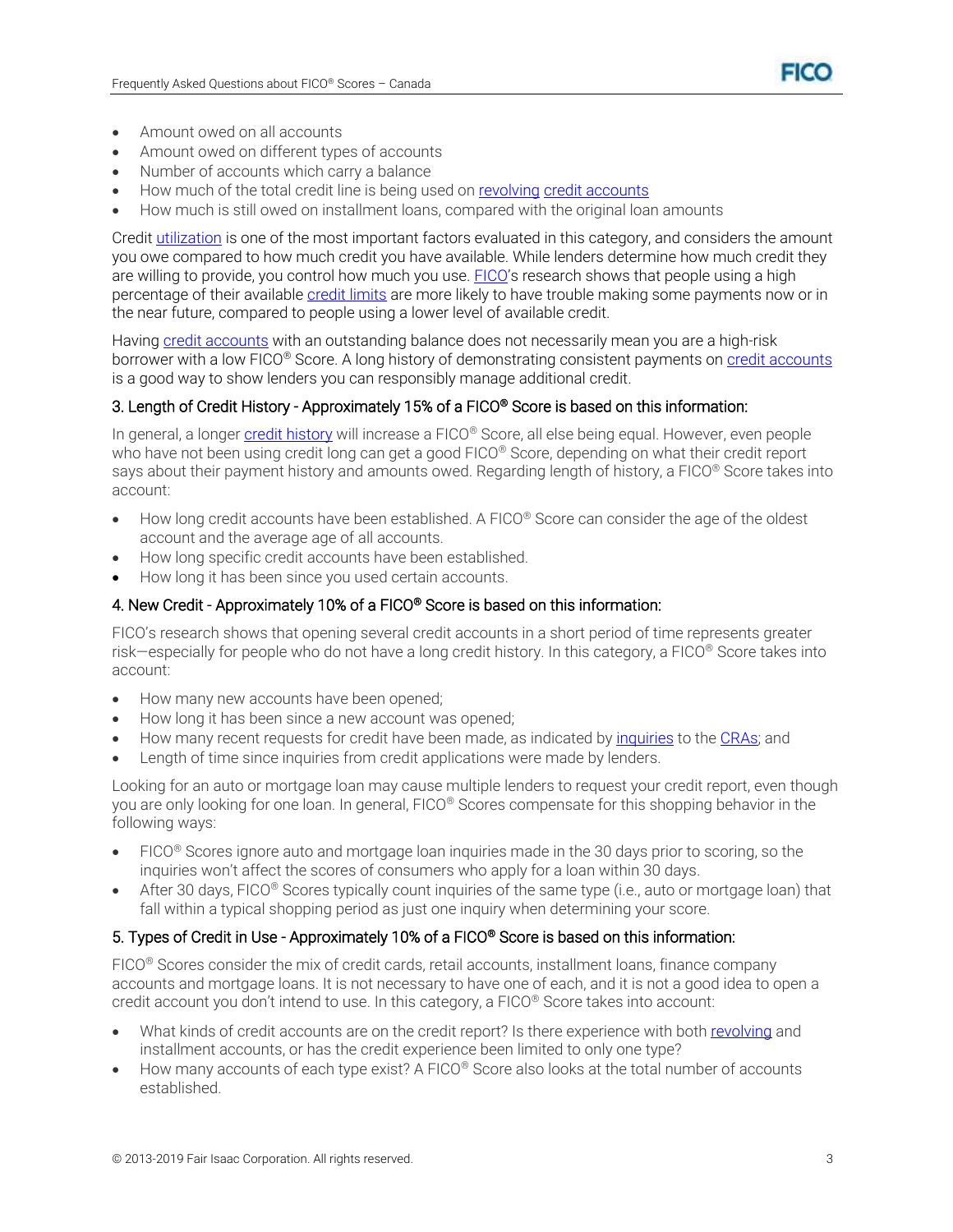- Amount owed on all accounts
- Amount owed on different types of accounts
- Number of accounts which carry a balance
- How much of the total credit line is being used on revolving credit accounts
- How much is still owed on installment loans, compared with the original loan amounts

Credit utilization is one of the most important factors evaluated in this category, and considers the amount you owe compared to how much credit you have available. While lenders determine how much credit they are willing to provide, you control how much you use. FICO's research shows that people using a high percentage of their available credit limits are more likely to have trouble making some payments now or in the near future, compared to people using a lower level of available credit.

Having credit accounts with an outstanding balance does not necessarily mean you are a high-risk borrower with a low FICO® Score. A long history of demonstrating consistent payments on credit accounts is a good way to show lenders you can responsibly manage additional credit.

### 3. Length of Credit History - Approximately 15% of a FICO® Score is based on this information:

In general, a longer credit history will increase a FICO® Score, all else being equal. However, even people who have not been using credit long can get a good FICO® Score, depending on what their credit report says about their payment history and amounts owed. Regarding length of history, a FICO® Score takes into account:

- How long credit accounts have been established. A FICO® Score can consider the age of the oldest account and the average age of all accounts.
- How long specific credit accounts have been established.
- How long it has been since you used certain accounts.

### 4. New Credit - Approximately 10% of a FICO® Score is based on this information:

FICO's research shows that opening several credit accounts in a short period of time represents greater risk—especially for people who do not have a long credit history. In this category, a FICO® Score takes into account:

- How many new accounts have been opened;
- How long it has been since a new account was opened;
- How many recent requests for credit have been made, as indicated by inquiries to the CRAs; and
- Length of time since inquiries from credit applications were made by lenders.

Looking for an auto or mortgage loan may cause multiple lenders to request your credit report, even though you are only looking for one loan. In general, FICO® Scores compensate for this shopping behavior in the following ways:

- FICO® Scores ignore auto and mortgage loan inquiries made in the 30 days prior to scoring, so the inquiries won't affect the scores of consumers who apply for a loan within 30 days.
- After 30 days, FICO® Scores typically count inquiries of the same type (i.e., auto or mortgage loan) that fall within a typical shopping period as just one inquiry when determining your score.

### 5. Types of Credit in Use - Approximately 10% of a FICO® Score is based on this information:

FICO® Scores consider the mix of credit cards, retail accounts, installment loans, finance company accounts and mortgage loans. It is not necessary to have one of each, and it is not a good idea to open a credit account you don't intend to use. In this category, a FICO® Score takes into account:

- What kinds of credit accounts are on the credit report? Is there experience with both revolving and installment accounts, or has the credit experience been limited to only one type?
- How many accounts of each type exist? A FICO® Score also looks at the total number of accounts established.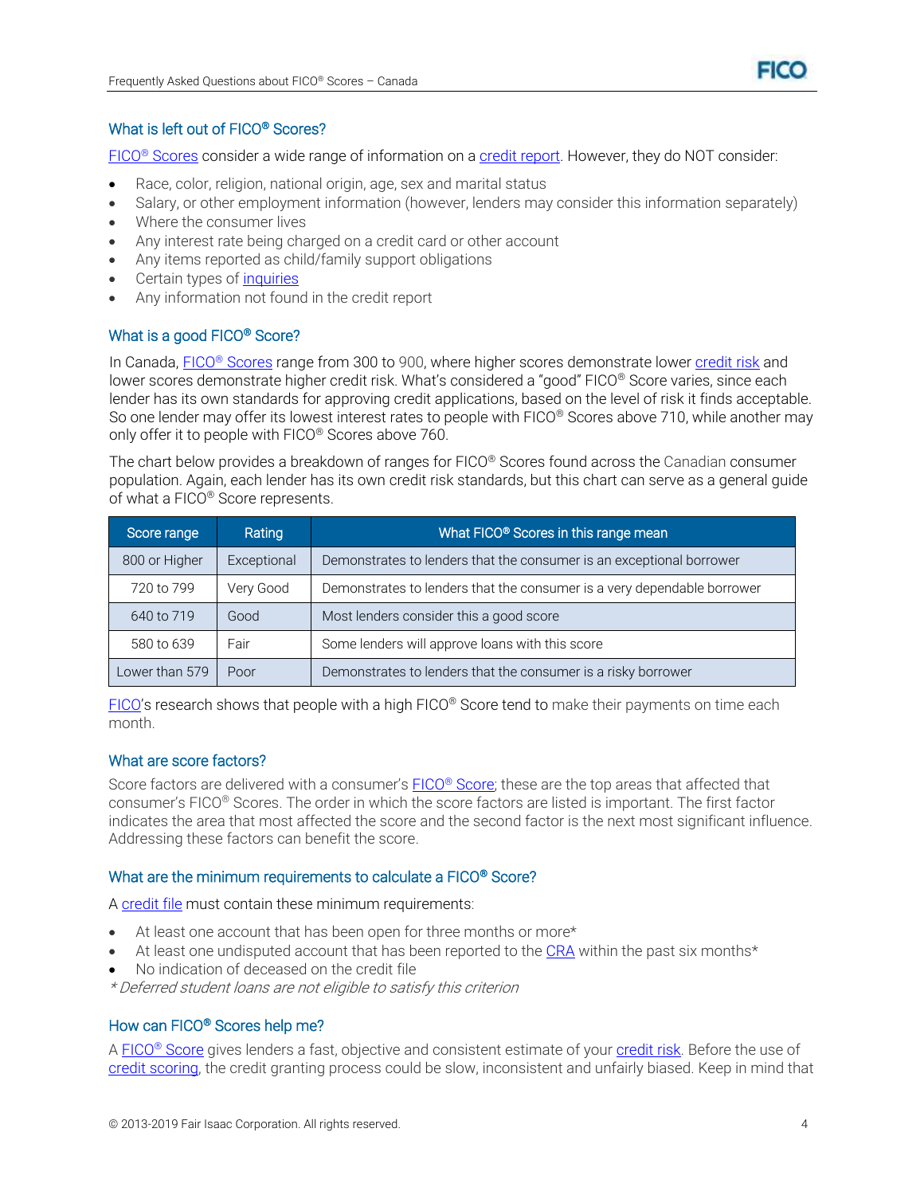## What is left out of FICO® Scores?

FICO® Scores consider a wide range of information on a credit report. However, they do NOT consider:

- Race, color, religion, national origin, age, sex and marital status
- Salary, or other employment information (however, lenders may consider this information separately)
- Where the consumer lives
- Any interest rate being charged on a credit card or other account
- Any items reported as child/family support obligations
- Certain types of inquiries
- Any information not found in the credit report

## What is a good FICO® Score?

In Canada, FICO® Scores range from 300 to 900, where higher scores demonstrate lower credit risk and lower scores demonstrate higher credit risk. What's considered a "good" FICO® Score varies, since each lender has its own standards for approving credit applications, based on the level of risk it finds acceptable. So one lender may offer its lowest interest rates to people with FICO® Scores above 710, while another may only offer it to people with FICO® Scores above 760.

The chart below provides a breakdown of ranges for FICO® Scores found across the Canadian consumer population. Again, each lender has its own credit risk standards, but this chart can serve as a general guide of what a FICO® Score represents.

| Score range | Rating | What FICO® Scores in this range mean |
|---|---|---|
| 800 or Higher | Exceptional | Demonstrates to lenders that the consumer is an exceptional borrower |
| 720 to 799 | Very Good | Demonstrates to lenders that the consumer is a very dependable borrower |
| 640 to 719 | Good | Most lenders consider this a good score |
| 580 to 639 | Fair | Some lenders will approve loans with this score |
| Lower than 579 | Poor | Demonstrates to lenders that the consumer is a risky borrower |

FICO's research shows that people with a high FICO® Score tend to make their payments on time each month.

## What are score factors?

Score factors are delivered with a consumer's FICO® Score; these are the top areas that affected that consumer's FICO® Scores. The order in which the score factors are listed is important. The first factor indicates the area that most affected the score and the second factor is the next most significant influence. Addressing these factors can benefit the score.

## What are the minimum requirements to calculate a FICO® Score?

A credit file must contain these minimum requirements:

- At least one account that has been open for three months or more*
- At least one undisputed account that has been reported to the CRA within the past six months*
- No indication of deceased on the credit file

*\* Deferred student loans are not eligible to satisfy this criterion*

## How can FICO® Scores help me?

A FICO® Score gives lenders a fast, objective and consistent estimate of your credit risk. Before the use of credit scoring, the credit granting process could be slow, inconsistent and unfairly biased. Keep in mind that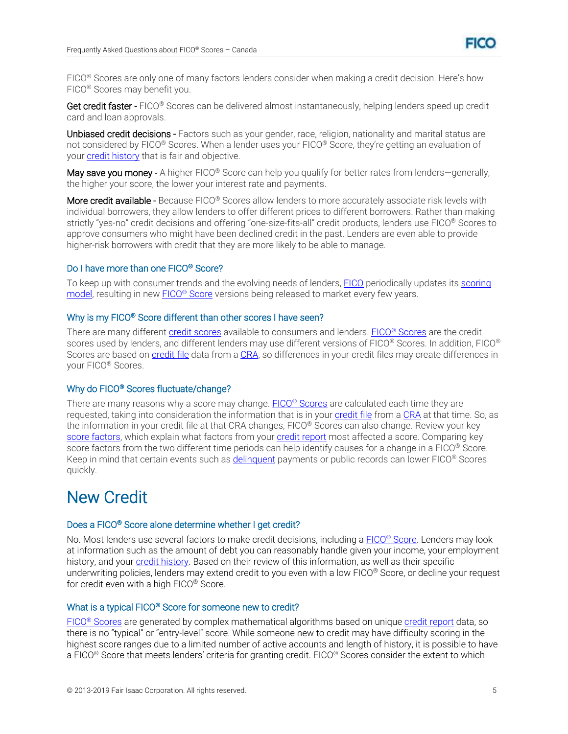FICO® Scores are only one of many factors lenders consider when making a credit decision. Here's how FICO® Scores may benefit you.

**Get credit faster** - FICO® Scores can be delivered almost instantaneously, helping lenders speed up credit card and loan approvals.

**Unbiased credit decisions** - Factors such as your gender, race, religion, nationality and marital status are not considered by FICO® Scores. When a lender uses your FICO® Score, they're getting an evaluation of your credit history that is fair and objective.

**May save you money** - A higher FICO® Score can help you qualify for better rates from lenders—generally, the higher your score, the lower your interest rate and payments.

**More credit available** - Because FICO® Scores allow lenders to more accurately associate risk levels with individual borrowers, they allow lenders to offer different prices to different borrowers. Rather than making strictly "yes-no" credit decisions and offering "one-size-fits-all" credit products, lenders use FICO® Scores to approve consumers who might have been declined credit in the past. Lenders are even able to provide higher-risk borrowers with credit that they are more likely to be able to manage.

### Do I have more than one FICO® Score?

To keep up with consumer trends and the evolving needs of lenders, FICO periodically updates its scoring model, resulting in new FICO® Score versions being released to market every few years.

### Why is my FICO® Score different than other scores I have seen?

There are many different credit scores available to consumers and lenders. FICO® Scores are the credit scores used by lenders, and different lenders may use different versions of FICO® Scores. In addition, FICO® Scores are based on credit file data from a CRA, so differences in your credit files may create differences in your FICO® Scores.

### Why do FICO® Scores fluctuate/change?

There are many reasons why a score may change. FICO® Scores are calculated each time they are requested, taking into consideration the information that is in your credit file from a CRA at that time. So, as the information in your credit file at that CRA changes, FICO® Scores can also change. Review your key score factors, which explain what factors from your credit report most affected a score. Comparing key score factors from the two different time periods can help identify causes for a change in a FICO® Score. Keep in mind that certain events such as delinquent payments or public records can lower FICO® Scores quickly.

# New Credit

### Does a FICO® Score alone determine whether I get credit?

No. Most lenders use several factors to make credit decisions, including a FICO® Score. Lenders may look at information such as the amount of debt you can reasonably handle given your income, your employment history, and your credit history. Based on their review of this information, as well as their specific underwriting policies, lenders may extend credit to you even with a low FICO® Score, or decline your request for credit even with a high FICO® Score.

### What is a typical FICO® Score for someone new to credit?

FICO® Scores are generated by complex mathematical algorithms based on unique credit report data, so there is no "typical" or "entry-level" score. While someone new to credit may have difficulty scoring in the highest score ranges due to a limited number of active accounts and length of history, it is possible to have a FICO® Score that meets lenders' criteria for granting credit. FICO® Scores consider the extent to which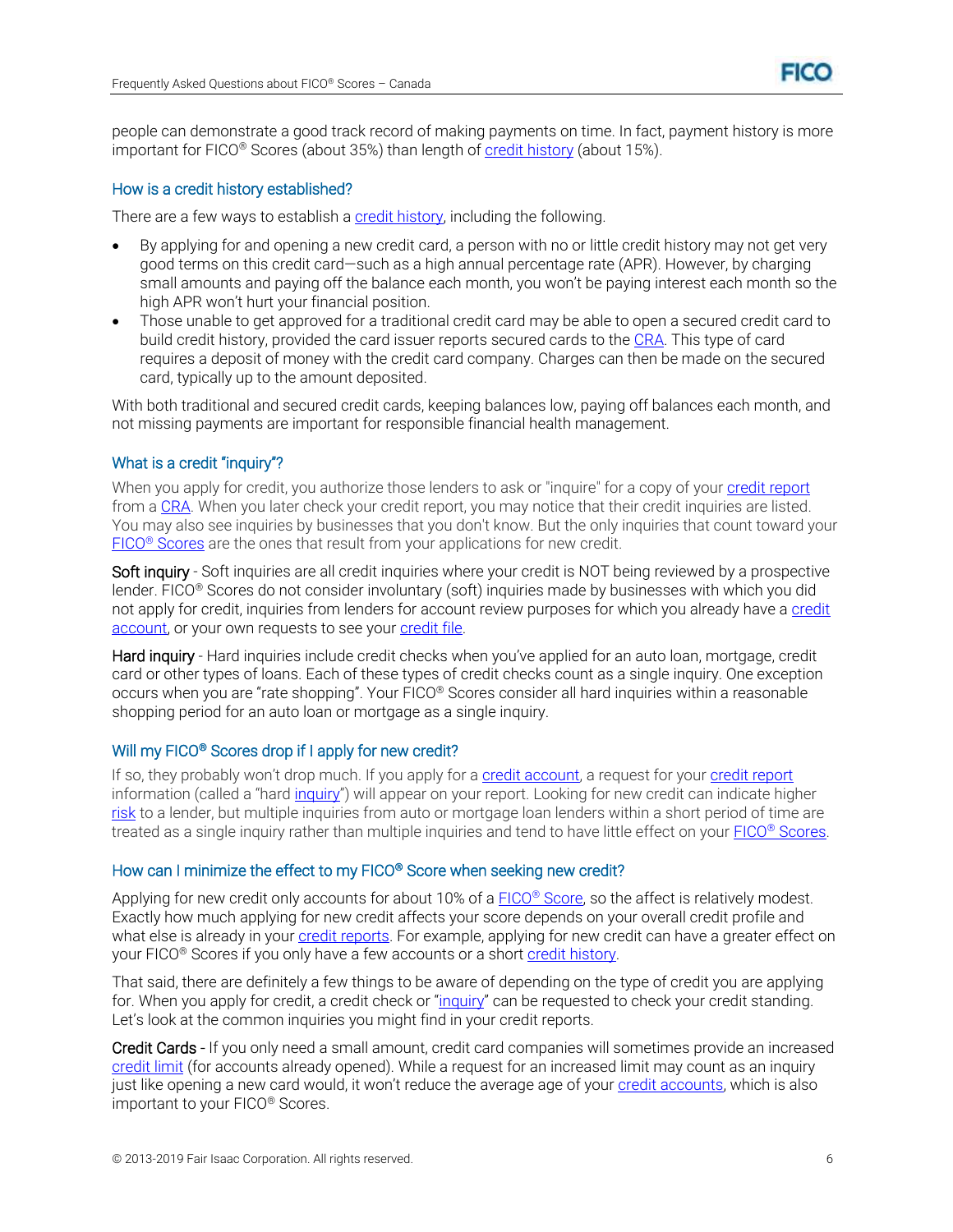people can demonstrate a good track record of making payments on time. In fact, payment history is more important for FICO® Scores (about 35%) than length of credit history (about 15%).

### How is a credit history established?

There are a few ways to establish a credit history, including the following.

- By applying for and opening a new credit card, a person with no or little credit history may not get very good terms on this credit card—such as a high annual percentage rate (APR). However, by charging small amounts and paying off the balance each month, you won't be paying interest each month so the high APR won't hurt your financial position.
- Those unable to get approved for a traditional credit card may be able to open a secured credit card to build credit history, provided the card issuer reports secured cards to the CRA. This type of card requires a deposit of money with the credit card company. Charges can then be made on the secured card, typically up to the amount deposited.

With both traditional and secured credit cards, keeping balances low, paying off balances each month, and not missing payments are important for responsible financial health management.

### What is a credit "inquiry"?

When you apply for credit, you authorize those lenders to ask or "inquire" for a copy of your credit report from a CRA. When you later check your credit report, you may notice that their credit inquiries are listed. You may also see inquiries by businesses that you don't know. But the only inquiries that count toward your FICO® Scores are the ones that result from your applications for new credit.

**Soft inquiry** - Soft inquiries are all credit inquiries where your credit is NOT being reviewed by a prospective lender. FICO® Scores do not consider involuntary (soft) inquiries made by businesses with which you did not apply for credit, inquiries from lenders for account review purposes for which you already have a credit account, or your own requests to see your credit file.

**Hard inquiry** - Hard inquiries include credit checks when you've applied for an auto loan, mortgage, credit card or other types of loans. Each of these types of credit checks count as a single inquiry. One exception occurs when you are "rate shopping". Your FICO® Scores consider all hard inquiries within a reasonable shopping period for an auto loan or mortgage as a single inquiry.

### Will my FICO® Scores drop if I apply for new credit?

If so, they probably won't drop much. If you apply for a credit account, a request for your credit report information (called a "hard inquiry") will appear on your report. Looking for new credit can indicate higher risk to a lender, but multiple inquiries from auto or mortgage loan lenders within a short period of time are treated as a single inquiry rather than multiple inquiries and tend to have little effect on your FICO® Scores.

### How can I minimize the effect to my FICO® Score when seeking new credit?

Applying for new credit only accounts for about 10% of a FICO® Score, so the affect is relatively modest. Exactly how much applying for new credit affects your score depends on your overall credit profile and what else is already in your credit reports. For example, applying for new credit can have a greater effect on your FICO® Scores if you only have a few accounts or a short credit history.

That said, there are definitely a few things to be aware of depending on the type of credit you are applying for. When you apply for credit, a credit check or "inquiry" can be requested to check your credit standing. Let's look at the common inquiries you might find in your credit reports.

**Credit Cards** - If you only need a small amount, credit card companies will sometimes provide an increased credit limit (for accounts already opened). While a request for an increased limit may count as an inquiry just like opening a new card would, it won't reduce the average age of your credit accounts, which is also important to your FICO® Scores.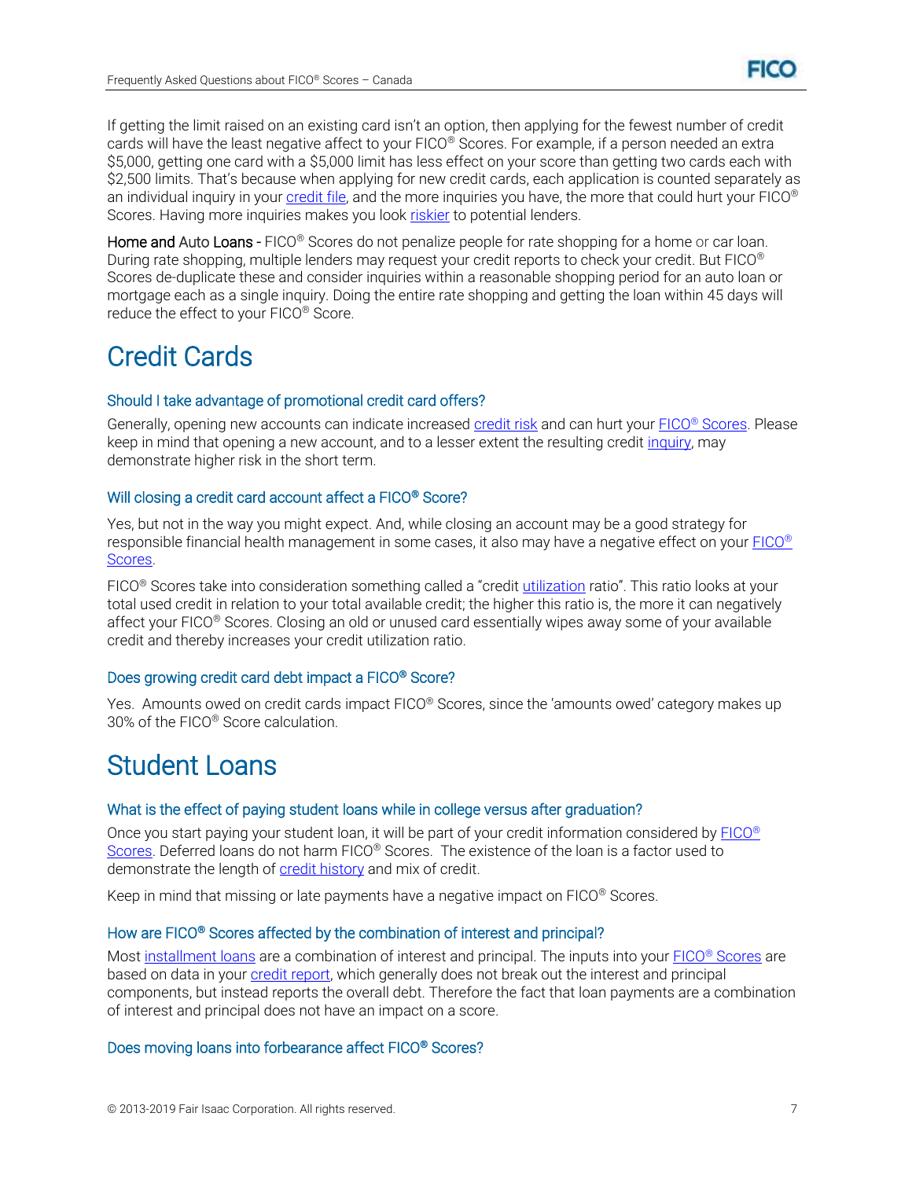If getting the limit raised on an existing card isn't an option, then applying for the fewest number of credit cards will have the least negative affect to your FICO® Scores. For example, if a person needed an extra $5,000, getting one card with a $5,000 limit has less effect on your score than getting two cards each with $2,500 limits. That's because when applying for new credit cards, each application is counted separately as an individual inquiry in your credit file, and the more inquiries you have, the more that could hurt your FICO® Scores. Having more inquiries makes you look riskier to potential lenders.

**Home and Auto Loans** - FICO® Scores do not penalize people for rate shopping for a home or car loan. During rate shopping, multiple lenders may request your credit reports to check your credit. But FICO® Scores de-duplicate these and consider inquiries within a reasonable shopping period for an auto loan or mortgage each as a single inquiry. Doing the entire rate shopping and getting the loan within 45 days will reduce the effect to your FICO® Score.

# Credit Cards

### Should I take advantage of promotional credit card offers?

Generally, opening new accounts can indicate increased credit risk and can hurt your FICO® Scores. Please keep in mind that opening a new account, and to a lesser extent the resulting credit inquiry, may demonstrate higher risk in the short term.

### Will closing a credit card account affect a FICO® Score?

Yes, but not in the way you might expect. And, while closing an account may be a good strategy for responsible financial health management in some cases, it also may have a negative effect on your FICO® Scores.

FICO® Scores take into consideration something called a "credit utilization ratio". This ratio looks at your total used credit in relation to your total available credit; the higher this ratio is, the more it can negatively affect your FICO® Scores. Closing an old or unused card essentially wipes away some of your available credit and thereby increases your credit utilization ratio.

### Does growing credit card debt impact a FICO® Score?

Yes. Amounts owed on credit cards impact FICO® Scores, since the 'amounts owed' category makes up 30% of the FICO® Score calculation.

# Student Loans

### What is the effect of paying student loans while in college versus after graduation?

Once you start paying your student loan, it will be part of your credit information considered by FICO® Scores. Deferred loans do not harm FICO® Scores. The existence of the loan is a factor used to demonstrate the length of credit history and mix of credit.

Keep in mind that missing or late payments have a negative impact on FICO® Scores.

### How are FICO® Scores affected by the combination of interest and principal?

Most installment loans are a combination of interest and principal. The inputs into your FICO® Scores are based on data in your credit report, which generally does not break out the interest and principal components, but instead reports the overall debt. Therefore the fact that loan payments are a combination of interest and principal does not have an impact on a score.

### Does moving loans into forbearance affect FICO® Scores?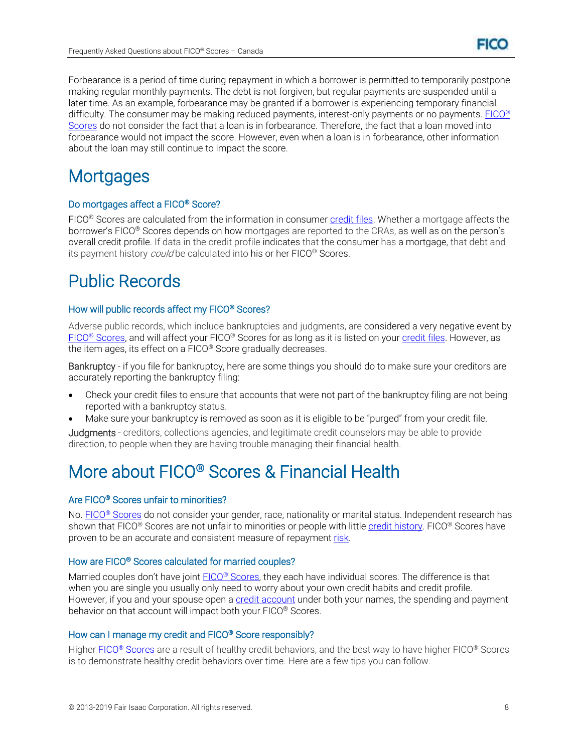Forbearance is a period of time during repayment in which a borrower is permitted to temporarily postpone making regular monthly payments. The debt is not forgiven, but regular payments are suspended until a later time. As an example, forbearance may be granted if a borrower is experiencing temporary financial difficulty. The consumer may be making reduced payments, interest-only payments or no payments. FICO® Scores do not consider the fact that a loan is in forbearance. Therefore, the fact that a loan moved into forbearance would not impact the score. However, even when a loan is in forbearance, other information about the loan may still continue to impact the score.

# Mortgages

### Do mortgages affect a FICO® Score?

FICO® Scores are calculated from the information in consumer credit files. Whether a mortgage affects the borrower's FICO® Scores depends on how mortgages are reported to the CRAs, as well as on the person's overall credit profile. If data in the credit profile indicates that the consumer has a mortgage, that debt and its payment history *could* be calculated into his or her FICO® Scores.

# Public Records

### How will public records affect my FICO® Scores?

Adverse public records, which include bankruptcies and judgments, are considered a very negative event by FICO® Scores, and will affect your FICO® Scores for as long as it is listed on your credit files. However, as the item ages, its effect on a FICO® Score gradually decreases.

Bankruptcy - if you file for bankruptcy, here are some things you should do to make sure your creditors are accurately reporting the bankruptcy filing:

- Check your credit files to ensure that accounts that were not part of the bankruptcy filing are not being reported with a bankruptcy status.
- Make sure your bankruptcy is removed as soon as it is eligible to be "purged" from your credit file.

Judgments - creditors, collections agencies, and legitimate credit counselors may be able to provide direction, to people when they are having trouble managing their financial health.

# More about FICO® Scores & Financial Health

### Are FICO® Scores unfair to minorities?

No. FICO® Scores do not consider your gender, race, nationality or marital status. Independent research has shown that FICO® Scores are not unfair to minorities or people with little credit history. FICO® Scores have proven to be an accurate and consistent measure of repayment risk.

### How are FICO® Scores calculated for married couples?

Married couples don't have joint FICO® Scores, they each have individual scores. The difference is that when you are single you usually only need to worry about your own credit habits and credit profile. However, if you and your spouse open a credit account under both your names, the spending and payment behavior on that account will impact both your FICO® Scores.

### How can I manage my credit and FICO® Score responsibly?

Higher FICO® Scores are a result of healthy credit behaviors, and the best way to have higher FICO® Scores is to demonstrate healthy credit behaviors over time. Here are a few tips you can follow.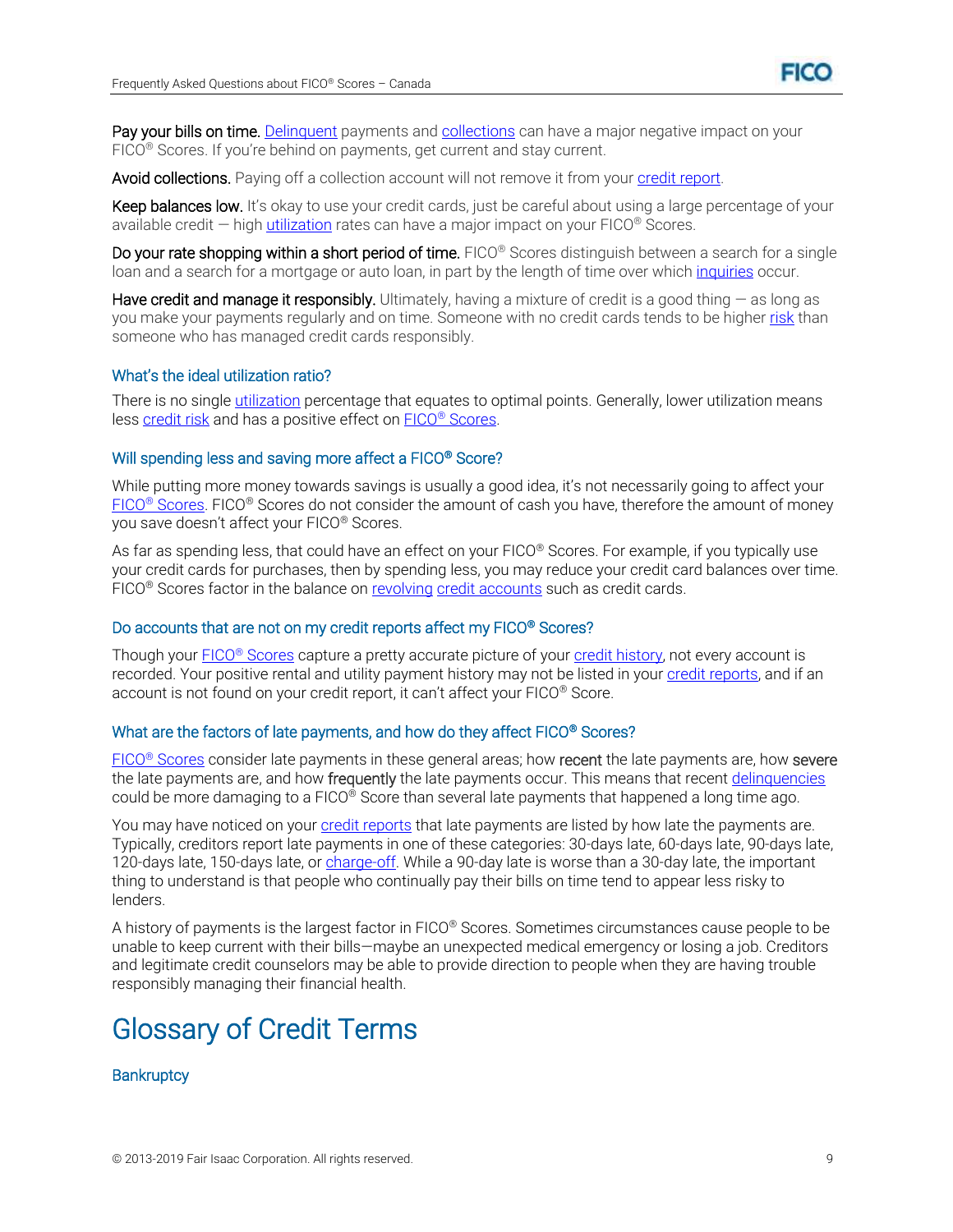**Pay your bills on time.** Delinquent payments and collections can have a major negative impact on your FICO® Scores. If you're behind on payments, get current and stay current.

**Avoid collections.** Paying off a collection account will not remove it from your credit report.

**Keep balances low.** It's okay to use your credit cards, just be careful about using a large percentage of your available credit — high utilization rates can have a major impact on your FICO® Scores.

**Do your rate shopping within a short period of time.** FICO® Scores distinguish between a search for a single loan and a search for a mortgage or auto loan, in part by the length of time over which inquiries occur.

**Have credit and manage it responsibly.** Ultimately, having a mixture of credit is a good thing — as long as you make your payments regularly and on time. Someone with no credit cards tends to be higher risk than someone who has managed credit cards responsibly.

### What's the ideal utilization ratio?

There is no single utilization percentage that equates to optimal points. Generally, lower utilization means less credit risk and has a positive effect on FICO® Scores.

### Will spending less and saving more affect a FICO® Score?

While putting more money towards savings is usually a good idea, it's not necessarily going to affect your FICO® Scores. FICO® Scores do not consider the amount of cash you have, therefore the amount of money you save doesn't affect your FICO® Scores.

As far as spending less, that could have an effect on your FICO® Scores. For example, if you typically use your credit cards for purchases, then by spending less, you may reduce your credit card balances over time. FICO® Scores factor in the balance on revolving credit accounts such as credit cards.

### Do accounts that are not on my credit reports affect my FICO® Scores?

Though your FICO® Scores capture a pretty accurate picture of your credit history, not every account is recorded. Your positive rental and utility payment history may not be listed in your credit reports, and if an account is not found on your credit report, it can't affect your FICO® Score.

### What are the factors of late payments, and how do they affect FICO® Scores?

FICO® Scores consider late payments in these general areas; how **recent** the late payments are, how **severe** the late payments are, and how **frequently** the late payments occur. This means that recent delinquencies could be more damaging to a FICO® Score than several late payments that happened a long time ago.

You may have noticed on your credit reports that late payments are listed by how late the payments are. Typically, creditors report late payments in one of these categories: 30-days late, 60-days late, 90-days late, 120-days late, 150-days late, or charge-off. While a 90-day late is worse than a 30-day late, the important thing to understand is that people who continually pay their bills on time tend to appear less risky to lenders.

A history of payments is the largest factor in FICO® Scores. Sometimes circumstances cause people to be unable to keep current with their bills—maybe an unexpected medical emergency or losing a job. Creditors and legitimate credit counselors may be able to provide direction to people when they are having trouble responsibly managing their financial health.

# Glossary of Credit Terms

### Bankruptcy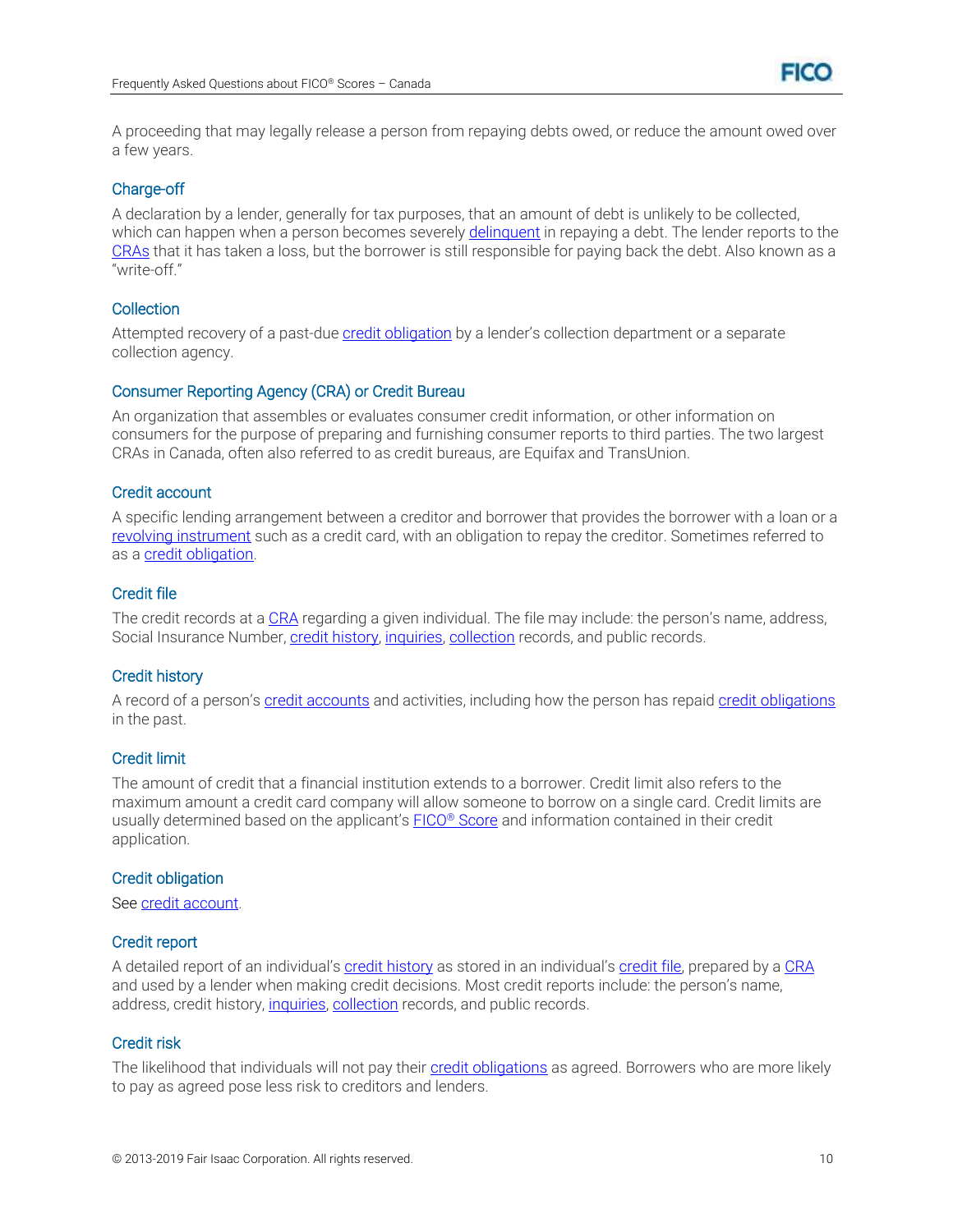A proceeding that may legally release a person from repaying debts owed, or reduce the amount owed over a few years.

### Charge-off

A declaration by a lender, generally for tax purposes, that an amount of debt is unlikely to be collected, which can happen when a person becomes severely delinquent in repaying a debt. The lender reports to the CRAs that it has taken a loss, but the borrower is still responsible for paying back the debt. Also known as a "write-off."

### Collection

Attempted recovery of a past-due credit obligation by a lender's collection department or a separate collection agency.

### Consumer Reporting Agency (CRA) or Credit Bureau

An organization that assembles or evaluates consumer credit information, or other information on consumers for the purpose of preparing and furnishing consumer reports to third parties. The two largest CRAs in Canada, often also referred to as credit bureaus, are Equifax and TransUnion.

### Credit account

A specific lending arrangement between a creditor and borrower that provides the borrower with a loan or a revolving instrument such as a credit card, with an obligation to repay the creditor. Sometimes referred to as a credit obligation.

### Credit file

The credit records at a CRA regarding a given individual. The file may include: the person's name, address, Social Insurance Number, credit history, inquiries, collection records, and public records.

### Credit history

A record of a person's credit accounts and activities, including how the person has repaid credit obligations in the past.

### Credit limit

The amount of credit that a financial institution extends to a borrower. Credit limit also refers to the maximum amount a credit card company will allow someone to borrow on a single card. Credit limits are usually determined based on the applicant's FICO® Score and information contained in their credit application.

### Credit obligation

See credit account.

### Credit report

A detailed report of an individual's credit history as stored in an individual's credit file, prepared by a CRA and used by a lender when making credit decisions. Most credit reports include: the person's name, address, credit history, inquiries, collection records, and public records.

### Credit risk

The likelihood that individuals will not pay their credit obligations as agreed. Borrowers who are more likely to pay as agreed pose less risk to creditors and lenders.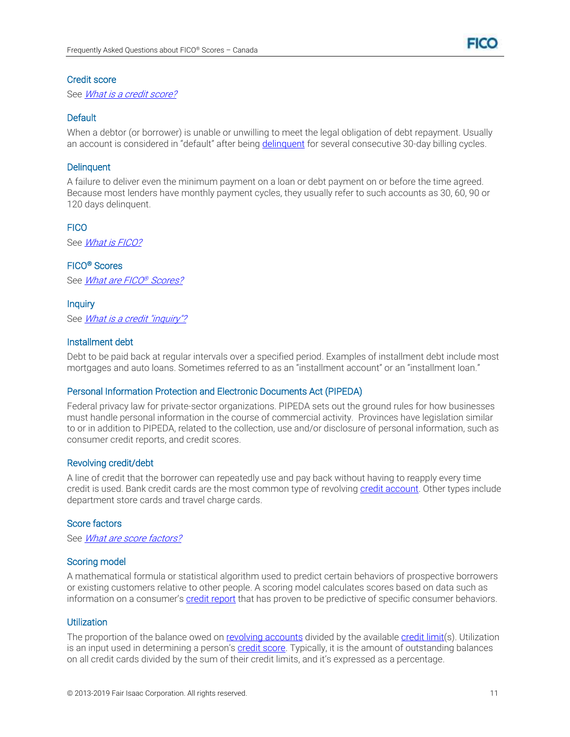### Credit score

See *What is a credit score?*

### Default

When a debtor (or borrower) is unable or unwilling to meet the legal obligation of debt repayment. Usually an account is considered in "default" after being delinquent for several consecutive 30-day billing cycles.

### Delinquent

A failure to deliver even the minimum payment on a loan or debt payment on or before the time agreed. Because most lenders have monthly payment cycles, they usually refer to such accounts as 30, 60, 90 or 120 days delinquent.

### FICO

See *What is FICO?*

### FICO® Scores

See *What are FICO® Scores?*

### Inquiry

See *What is a credit "inquiry"?*

### Installment debt

Debt to be paid back at regular intervals over a specified period. Examples of installment debt include most mortgages and auto loans. Sometimes referred to as an "installment account" or an "installment loan."

### Personal Information Protection and Electronic Documents Act (PIPEDA)

Federal privacy law for private-sector organizations. PIPEDA sets out the ground rules for how businesses must handle personal information in the course of commercial activity. Provinces have legislation similar to or in addition to PIPEDA, related to the collection, use and/or disclosure of personal information, such as consumer credit reports, and credit scores.

### Revolving credit/debt

A line of credit that the borrower can repeatedly use and pay back without having to reapply every time credit is used. Bank credit cards are the most common type of revolving credit account. Other types include department store cards and travel charge cards.

### Score factors

See *What are score factors?*

### Scoring model

A mathematical formula or statistical algorithm used to predict certain behaviors of prospective borrowers or existing customers relative to other people. A scoring model calculates scores based on data such as information on a consumer's credit report that has proven to be predictive of specific consumer behaviors.

### Utilization

The proportion of the balance owed on revolving accounts divided by the available credit limit(s). Utilization is an input used in determining a person's credit score. Typically, it is the amount of outstanding balances on all credit cards divided by the sum of their credit limits, and it's expressed as a percentage.

© 2013-2019 Fair Isaac Corporation. All rights reserved.